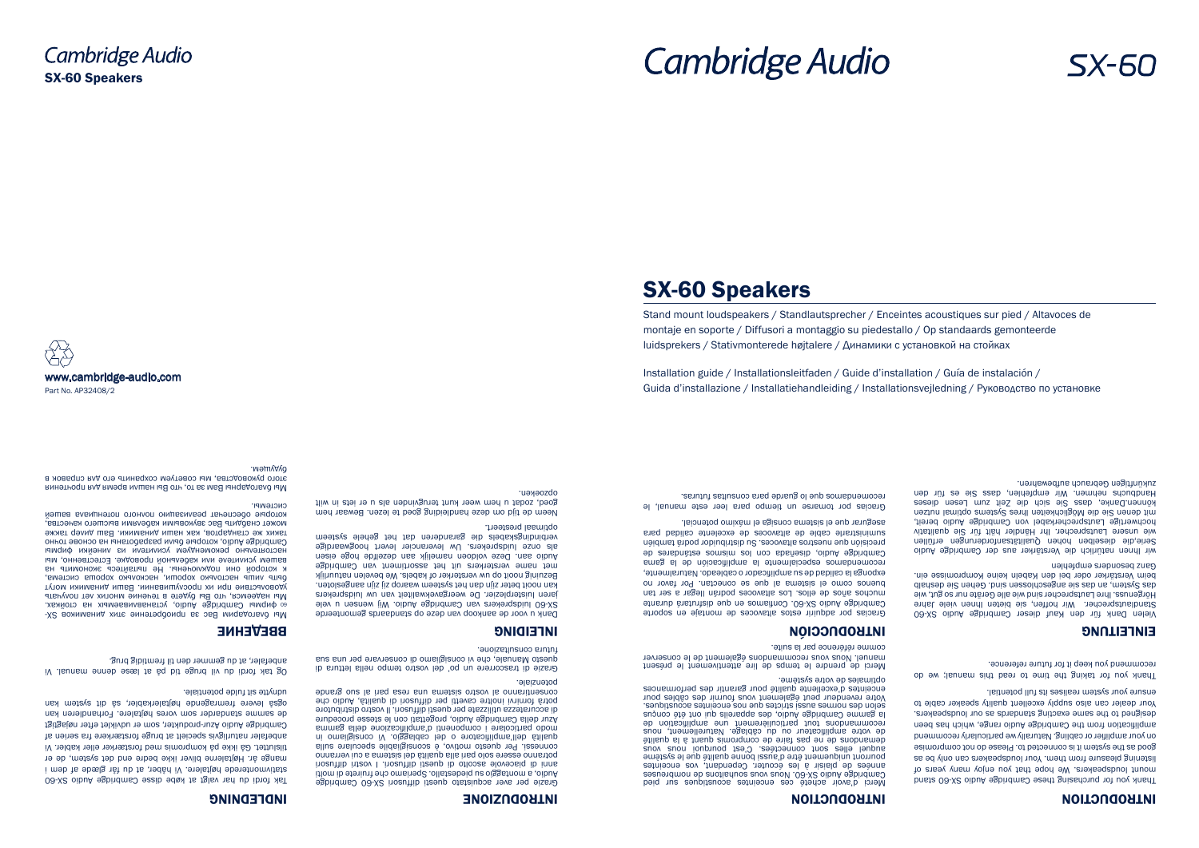# Cambridge Audio

**SX-60 Speakers**

www.cambridge-audio.com

Part No. AP32408/2

# Cambridge Audio

# SX-60

# SX-60 Speakers

Stand mount loudspeakers / Standlautsprecher / Enceintes acoustiques sur pied / Altavoces de montaje en soporte / Diffusori a montaggio su piedestallo / Op standaards gemonteerde luidsprekers / Stativmonterede højtalere / Динамики с установкой на стойках

Installation guide / Installationsleitfaden / Guide d'installation / Guía de instalación / Guida d'installazione / Installatiehandleiding / Installationsvejledning / Руководство по установке

## INTRODUCTION

Thank you for purchasing these Cambridge Audio SX-60 stand mount loudspeakers. We hope that you enjoy many years of listening pleasure from them. Your loudspeakers can only be as good as the system it is connected to. Please do not compromise on your amplifier or cabling. Naturally we particularly recommend amplification from the Cambridge Audio range, which has been designed to the same exacting standards as our loudspeakers. Your dealer can also supply excellent quality speaker cable to ensure your system realises its full potential.

Thank you for taking the time to read this manual; we do recommend you keep it for future reference.

## INTRODUCTION

Merci d'avoir acheté ces enceintes acoustiques sur pied Cambridge Audio SX-60. Nous vous souhaitons de nombreuses années de plaisir à les écouter. Cependant, vos enceintes pourront uniquement être d'aussi bonne qualité que le système auquel elles sont connectées. C'est pourquoi nous vous demandons de ne pas faire de compromis quant à la qualité de votre amplificateur ou du câblage. Naturellement, nous recommandons tout particulièrement une amplification de la gamme Cambridge Audio, des appareils qui ont été conçus selon des normes aussi strictes que nos enceintes acoustiques. Votre revendeur peut également vous fournir des câbles pour enceintes d'excellente qualité pour garantir des performances optimales de votre système.

Merci de prendre le temps de lire attentivement le présent manuel. Nous vous recommandons également de le conserver comme référence par la suite.

## INTRODUZIONE

Grazie per aver acquistato questi diffusori SX-60 Cambridge Audio, a montaggio su piedestallo. Speriamo che fruirete di molti anni di piacevole ascolto di questi diffusori. I vostri diffusori potranno essere solo pari alla qualità del sistema a cui verranno connessi. Per questo motivo, è consigliabile speculare sulla qualità dell'amplificatore o del cablaggio. Vi consigliamo in modo particolare i componenti d'amplificazione della gamma Azur della Cambridge Audio, progettati con le stesse procedure di accuratezza utilizzate per questi diffusori. Il vostro distributore potrà fornirvi inoltre cavetti per diffusori di qualità, Audio che consentiranno al vostro sistema una resa pari al suo grande potenziale.

Grazie di trascorrere un po' del vostro tempo nella lettura di questo Manuale, che vi consigliamo di conservare per una sua futura consultazione.

## INDLEDNING

Tak fordi du har valgt at købe disse Cambridge Audio SX-60 stativmonterede højtalere. Vi håber, at du får glæde af dem i mange år. Højtalerne bliver ikke bedre end det system, de er tilsluttet. Gå ikke på kompromis med forstærker eller kabler. Vi anbefaler naturligvis specielt at bruge forstærkere fra serien af Cambridge Audio Azur-produkter, som er udviklet efter nøjagtigt de samme standarder som vores højtalere. Forhandleren kan også levere fremragende højtalerkabler, så dit system kan udnytte sit fulde potentiale.

Og tak fordi du vil bruge tid på at læse denne manual. Vi anbefaler, at du gemmer den til fremtidig brug.

## EINLEITUNG

Vielen Dank für den Kauf dieser Cambridge Audio SX-60 Standlautsprecher. Wir hoffen, sie bieten Ihnen viele Jahre Hörgenuss. Ihre Lautsprecher sind wie alle Geräte nur so gut, wie das System, an das sie angeschlossen sind. Gehen Sie deshalb beim Verstärker oder bei den Kabeln keine Kompromisse ein. Ganz besonders empfehlen wir Ihnen natürlich die Verstärker aus der Cambridge Audio Serie,die dieselben hohen Qualitätsanforderungen erfüllen wie unsere Lautsprecher. Ihr Händler hält für Sie qualitativ hochwertige Lautsprecherkabel von Cambridge Audio bereit, mit denen Sie die Möglichkeiten Ihres Systems optimal nutzen können.Danke, dass Sie sich die Zeit zum Lesen dieses Handbuchs nehmen. Wir empfehlen, dass Sie es für den zukünftigen Gebrauch aufbewahren.

## INTRODUCCIÓN

Gracias por adquirir estos altavoces de montaje en soporte Cambridge Audio SX-60. Confiamos en que disfrutará durante muchos años de ellos. Los altavoces podrán llegar a ser tan buenos como el sistema al que se conectan. Por favor no exponga la calidad de su amplificador o cableado. Naturalmente, recomendamos especialmente la amplificación de la gama Cambridge Audio, diseñada con los mismos estándares de precisión que nuestros altavoces. Su distribuidor podrá también suministrarle cable de altavoces de excelente calidad para asegurar que el sistema consiga el máximo potencial.

Gracias por tomarse un tiempo para leer este manual, le recomendamos que lo guarde para consultas futuras.

## INLEIDING

Dank u voor de aankoop van deze op standaards gemonteerde SX-60 luidsprekers van Cambridge Audio. Wij wensen u vele jaren luisterplezier. De weergavekwaliteit van uw luidsprekers kan nooit beter zijn dan het systeem waarop zij zijn aangesloten. Bezuinig nooit op uw versterker of kabels. We bevelen natuurlijk met name versterkers uit het assortiment van Cambridge Audio aan. Deze voldoen namelijk aan dezelfde hoge eisen als onze luidsprekers. Uw leverancier levert hoogwaardige verbindingskabels die garanderen dat het gehele systeem optimaal presteert.

Neem de tijd om deze handleiding goed te lezen. Bewaar hem goed, zodat u hem weer kunt terugvinden als u er iets in wilt opzoeken.

## ВВЕДЕНИЕ

Мы благодарим Вас за приобретение этих динамиков SX-60 фирмы Cambridge Audio, устанавливаемых на стойках. Мы надеемся, что Вы будете в течение многих лет получать удовольствие при их прослушивании. Ваши динамики могут быть лишь настолько хороши, насколько хороша система, к которой они подключены. Не пытайтесь экономить на вашем усилителе или кабельной проводке. Естественно, мы настоятельно рекомендуем усилители из линейки фирмы Cambridge Audio, которые были разработаны на основе точно таких же стандартов, как наши динамики. Ваш дилер также может снабдить Вас звуковыми кабелями высшего качества, которые обеспечат реализацию полного потенциала вашей системы.

Мы благодарны Вам за то, что Вы нашли время для прочтения этого руководства, мы советуем сохранить его для справок в будущем.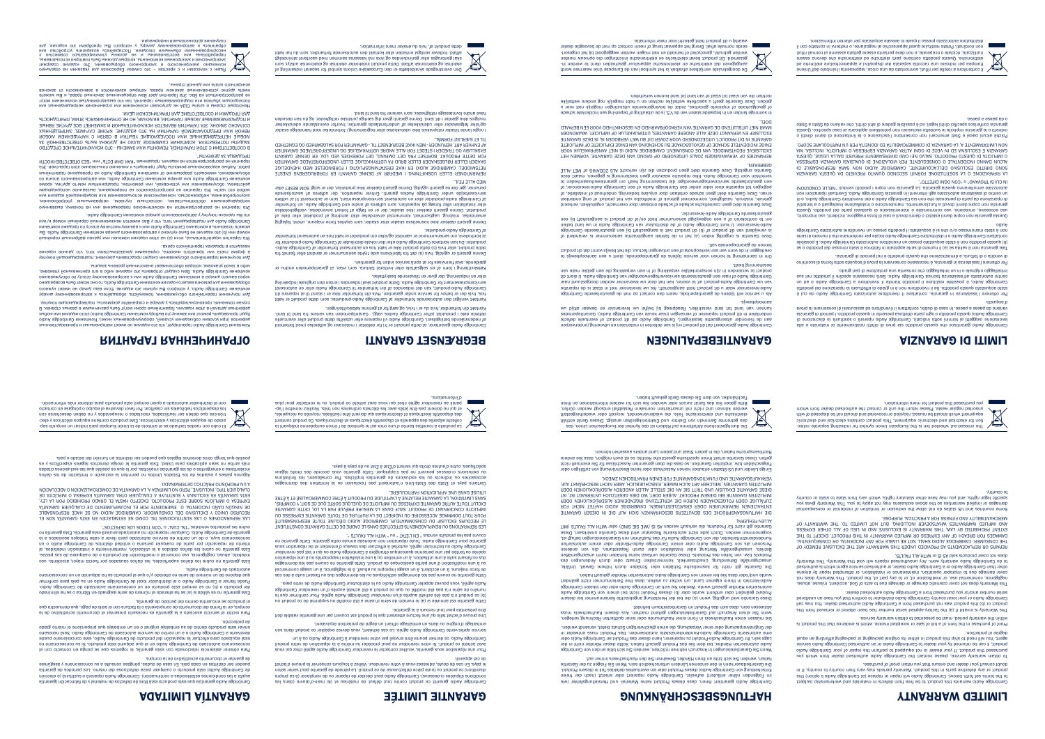# LIMITED WARRANTY

# HAFTUNGSBESCHRÄNKUNG

# GARANTIE LIMITÉE

# GARANTÍA LIMITADA

# LIMITI DI GARANZIA

# GARANTIEBEPALINGEN

# BEGRÆNSET GARANTI

# ОГРАНИЧЕННАЯ ГАРАНТИЯ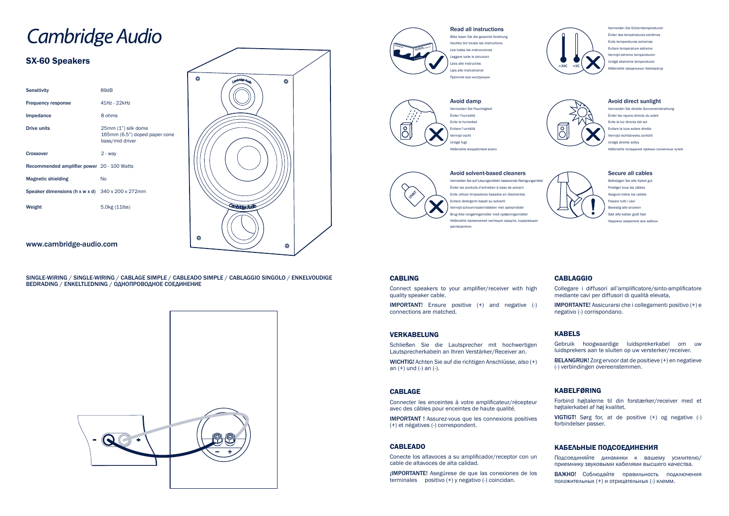# Cambridge Audio

## SX-60 Speakers

| | |
|---|---|
| Sensitivity | 89dB |
| Frequency response | 41Hz - 22kHz |
| Impedance | 8 ohms |
| Drive units | 25mm (1") silk dome<br>165mm (6.5") doped paper cone bass/mid driver |
| Crossover | 2 - way |
| Recommended amplifier power | 20 - 100 Watts |
| Magnetic shielding | No |
| Speaker dimensions (h x w x d) | 340 x 200 x 272mm |
| Weight | 5.0kg (11lbs) |

www.cambridge-audio.com

### Read all instructions

Bitte lesen Sie die gesamte Anleitung
Veuillez lire toutes les instructions
Lea todas las instrucciones
Leggere tutte le istruzioni
Lees alle instructies
Læs alle instruktioner
Прочтите все инструкции

### Avoid extreme temperatures

Vermeiden Sie Extremtemperaturen
Éviter des températures extrêmes
Evite temperaturas extremas
Evitare temperature estreme
Vermijd extreme temperaturen
Undgå ekstreme temperaturer
Избегайте предельных температур

>35C <5C

### Avoid damp

Vermeiden Sie Feuchtigkeit
Éviter l'humidité
Evite la humedad
Evitare l'umidità
Vermijd vocht
Undgå fugt
Избегайте воздействия влаги

### Avoid direct sunlight

Vermeiden Sie direkte Sonneneinstrahlung
Éviter les rayons directs du soleil
Evite la luz directa del sol
Evitare la luce solare diretta
Vermijd rechtstreeks zonlicht
Undgå direkte sollys
Избегайте попадания прямых солнечных лучей

### Avoid solvent-based cleaners

Vermeiden Sie auf Lösungsmitteln basierende Reinigungsmittel
Éviter les produits d'entretien à base de solvant
Evite utilizar limpiadores basados en disolventes
Evitare detergenti basati su solventi
Vermijd schoonmaakmiddelen met oplosmiddel
Brug ikke rengøringsmidler med opløsningsmiddel
Избегайте применения чистящих средств, содержащих растворители

### Secure all cables

Befestigen Sie alle Kabel gut
Protéger tous les câbles
Asegure todos los cables
Fissare tutti i cavi
Bevestig alle snoeren
Sæt alle kabler godt fast
Надежно закрепите все кабели

SINGLE-WIRING / SINGLE-WIRING / CABLAGE SIMPLE / CABLEADO SIMPLE / CABLAGGIO SINGOLO / ENKELVOUDIGE BEDRADING / ENKELTLEDNING / ОДНОПРОВОДНОЕ СОЕДИНЕНИЕ

### CABLING

Connect speakers to your amplifier/receiver with high quality speaker cable.

**IMPORTANT!** Ensure positive (+) and negative (-) connections are matched.

### VERKABELUNG

Schließen Sie die Lautsprecher mit hochwertigen Lautsprecherkabeln an Ihren Verstärker/Receiver an.

**WICHTIG!** Achten Sie auf die richtigen Anschlüsse, also (+) an (+) und (-) an (-).

### CABLAGE

Connecter les enceintes à votre amplificateur/récepteur avec des câbles pour enceintes de haute qualité.

**IMPORTANT !** Assurez-vous que les connexions positives (+) et négatives (-) correspondent.

### CABLEADO

Conecte los altavoces a su amplificador/receptor con un cable de altavoces de alta calidad.

**¡IMPORTANTE!** Asegúrese de que las conexiones de los terminales positivo (+) y negativo (-) coincidan.

### CABLAGGIO

Collegare i diffusori all'amplificatore/sinto-amplificatore mediante cavi per diffusori di qualità elevata,

**IMPORTANTE!** Assicurarsi che i collegamenti positivo (+) e negativo (-) corrispondano.

### KABELS

Gebruik hoogwaardige luidsprekerkabel om uw luidsprekers aan te sluiten op uw versterker/receiver.

**BELANGRIJK!** Zorg ervoor dat de positieve (+) en negatieve (-) verbindingen overeenstemmen.

### KABELFØRING

Forbind højtalerne til din forstærker/receiver med et højtalerkabel af høj kvalitet.

**VIGTIGT!** Sørg for, at de positive (+) og negative (-) forbindelser passer.

### КАБЕЛЬНЫЕ ПОДСОЕДИНЕНИЯ

Подсоединяйте динамики к вашему усилителю/приемнику звуковыми кабелями высшего качества.

**ВАЖНО!** Соблюдайте правильность подключения положительных (+) и отрицательных (-) клемм.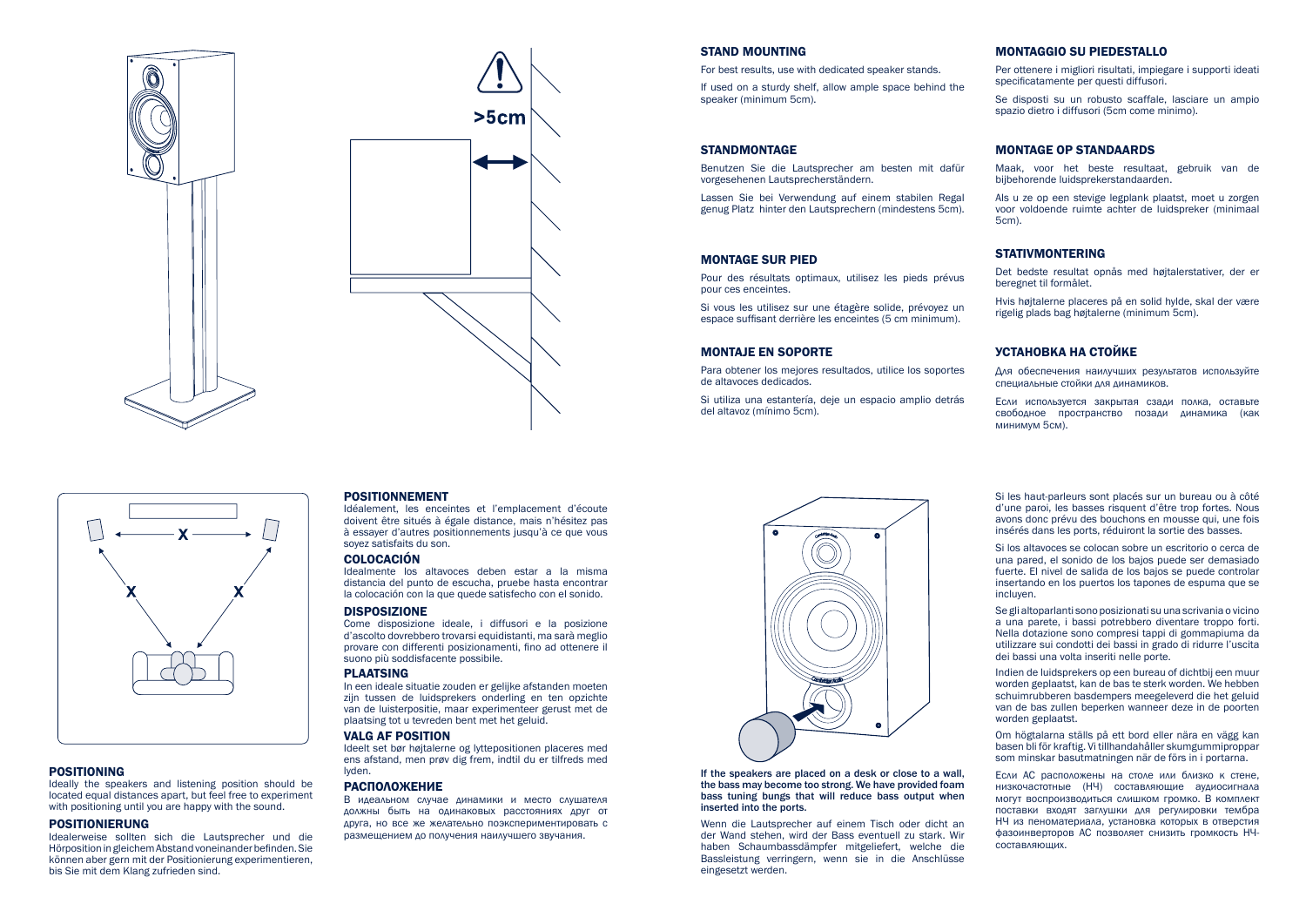>5cm

## STAND MOUNTING

For best results, use with dedicated speaker stands.

If used on a sturdy shelf, allow ample space behind the speaker (minimum 5cm).

## STANDMONTAGE

Benutzen Sie die Lautsprecher am besten mit dafür vorgesehenen Lautsprecherständern.

Lassen Sie bei Verwendung auf einem stabilen Regal genug Platz hinter den Lautsprechern (mindestens 5cm).

## MONTAGE SUR PIED

Pour des résultats optimaux, utilisez les pieds prévus pour ces enceintes.

Si vous les utilisez sur une étagère solide, prévoyez un espace suffisant derrière les enceintes (5 cm minimum).

## MONTAJE EN SOPORTE

Para obtener los mejores resultados, utilice los soportes de altavoces dedicados.

Si utiliza una estantería, deje un espacio amplio detrás del altavoz (mínimo 5cm).

## MONTAGGIO SU PIEDESTALLO

Per ottenere i migliori risultati, impiegare i supporti ideati specificatamente per questi diffusori.

Se disposti su un robusto scaffale, lasciare un ampio spazio dietro i diffusori (5cm come minimo).

## MONTAGE OP STANDAARDS

Maak, voor het beste resultaat, gebruik van de bijbehorende luidsprekerstandaarden.

Als u ze op een stevige legplank plaatst, moet u zorgen voor voldoende ruimte achter de luidspreker (minimaal 5cm).

## STATIVMONTERING

Det bedste resultat opnås med højtalerstativer, der er beregnet til formålet.

Hvis højtalerne placeres på en solid hylde, skal der være rigelig plads bag højtalerne (minimum 5cm).

## УСТАНОВКА НА СТОЙКЕ

Для обеспечения наилучших результатов используйте специальные стойки для динамиков.

Если используется закрытая сзади полка, оставьте свободное пространство позади динамика (как минимум 5см).

X

X X

## POSITIONING

Ideally the speakers and listening position should be located equal distances apart, but feel free to experiment with positioning until you are happy with the sound.

## POSITIONIERUNG

Idealerweise sollten sich die Lautsprecher und die Hörposition in gleichem Abstand voneinander befinden. Sie können aber gern mit der Positionierung experimentieren, bis Sie mit dem Klang zufrieden sind.

## POSITIONNEMENT

Idéalement, les enceintes et l'emplacement d'écoute doivent être situés à égale distance, mais n'hésitez pas à essayer d'autres positionnements jusqu'à ce que vous soyez satisfaits du son.

## COLOCACIÓN

Idealmente los altavoces deben estar a la misma distancia del punto de escucha, pruebe hasta encontrar la colocación con la que quede satisfecho con el sonido.

## DISPOSIZIONE

Come disposizione ideale, i diffusori e la posizione d'ascolto dovrebbero trovarsi equidistanti, ma sarà meglio provare con differenti posizionamenti, fino ad ottenere il suono più soddisfacente possibile.

## PLAATSING

In een ideale situatie zouden er gelijke afstanden moeten zijn tussen de luidsprekers onderling en ten opzichte van de luisterpositie, maar experimenteer gerust met de plaatsing tot u tevreden bent met het geluid.

## VALG AF POSITION

Ideelt set bør højtalerne og lyttepositionen placeres med ens afstand, men prøv dig frem, indtil du er tilfreds med lyden.

## РАСПОЛОЖЕНИЕ

В идеальном случае динамики и место слушателя должны быть на одинаковых расстояниях друг от друга, но все же желательно поэкспериментировать с размещением до получения наилучшего звучания.

**If the speakers are placed on a desk or close to a wall, the bass may become too strong. We have provided foam bass tuning bungs that will reduce bass output when inserted into the ports.**

Wenn die Lautsprecher auf einem Tisch oder dicht an der Wand stehen, wird der Bass eventuell zu stark. Wir haben Schaumbassdämpfer mitgeliefert, welche die Bassleistung verringern, wenn sie in die Anschlüsse eingesetzt werden.

Si les haut-parleurs sont placés sur un bureau ou à côté d'une paroi, les basses risquent d'être trop fortes. Nous avons donc prévu des bouchons en mousse qui, une fois insérés dans les ports, réduiront la sortie des basses.

Si los altavoces se colocan sobre un escritorio o cerca de una pared, el sonido de los bajos puede ser demasiado fuerte. El nivel de salida de los bajos se puede controlar insertando en los puertos los tapones de espuma que se incluyen.

Se gli altoparlanti sono posizionati su una scrivania o vicino a una parete, i bassi potrebbero diventare troppo forti. Nella dotazione sono compresi tappi di gommapiuma da utilizzare sui condotti dei bassi in grado di ridurre l'uscita dei bassi una volta inseriti nelle porte.

Indien de luidsprekers op een bureau of dichtbij een muur worden geplaatst, kan de bas te sterk worden. We hebben schuimrubberen basdempers meegeleverd die het geluid van de bas zullen beperken wanneer deze in de poorten worden geplaatst.

Om högtalarna ställs på ett bord eller nära en vägg kan basen bli för kraftig. Vi tillhandahåller skumgummiproppar som minskar basutmatningen när de förs in i portarna.

Если АС расположены на столе или близко к стене, низкочастотные (НЧ) составляющие аудиосигнала могут воспроизводиться слишком громко. В комплект поставки входят заглушки для регулировки тембра НЧ из пеноматериала, установка которых в отверстия фазоинверторов АС позволяет снизить громкость НЧ-составляющих.